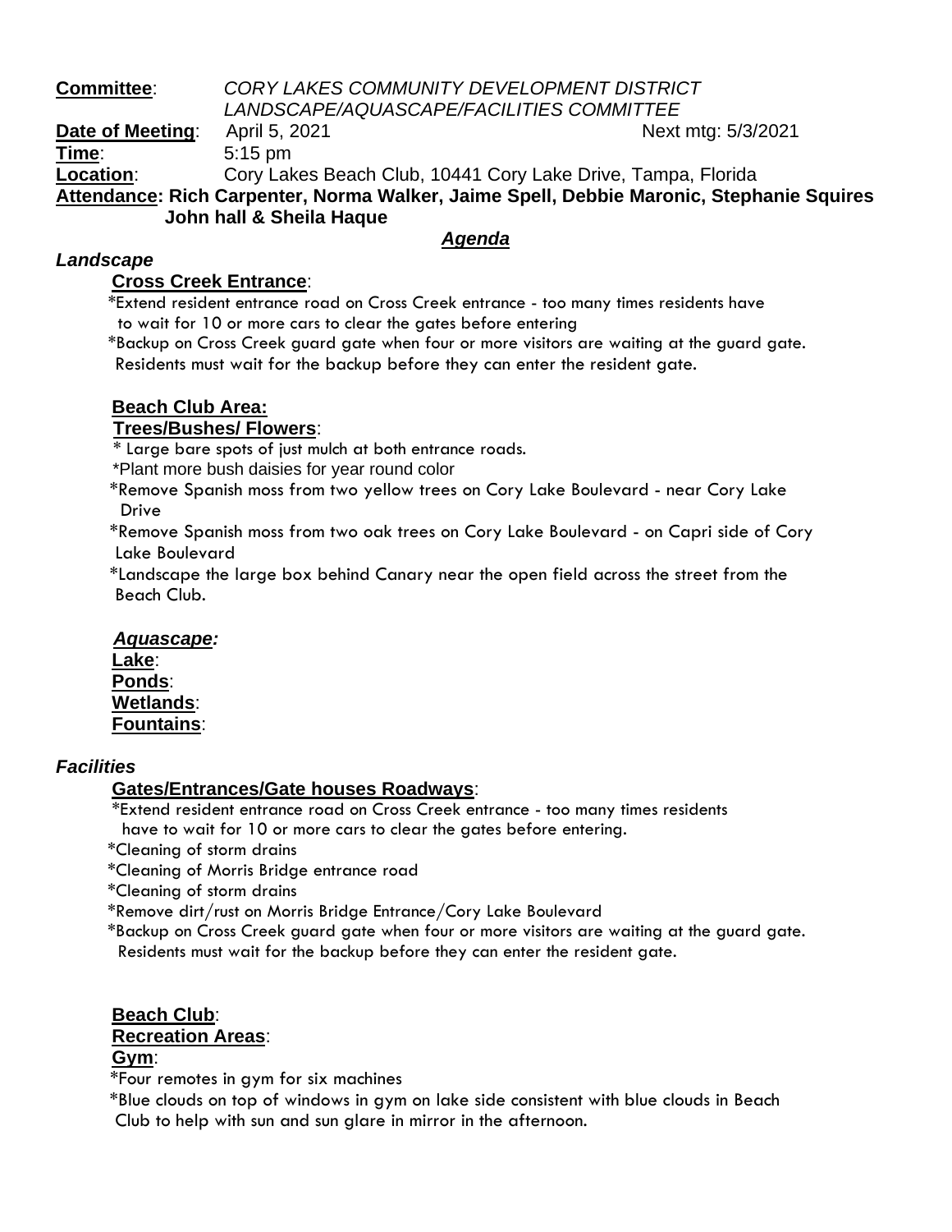**Committee**: *CORY LAKES COMMUNITY DEVELOPMENT DISTRICT LANDSCAPE/AQUASCAPE/FACILITIES COMMITTEE*

**Date of Meeting**: April 5, 2021 Next mtg: 5/3/2021

**Time**: 5:15 pm

**Location**: Cory Lakes Beach Club, 10441 Cory Lake Drive, Tampa, Florida

**Attendance: Rich Carpenter, Norma Walker, Jaime Spell, Debbie Maronic, Stephanie Squires John hall & Sheila Haque**

## *Agenda*

### *Landscape*

**Cross Creek Entrance**:

*Extend resident entrance road on Cross Creek entrance - too many times residents have to wait for 10 or more cars to clear the gates before entering

*Backup on Cross Creek guard gate when four or more visitors are waiting at the guard gate. Residents must wait for the backup before they can enter the resident gate.

**Beach Club Area:**

**Trees/Bushes/ Flowers**:

* Large bare spots of just mulch at both entrance roads.

*Plant more bush daisies for year round color

*Remove Spanish moss from two yellow trees on Cory Lake Boulevard - near Cory Lake Drive

*Remove Spanish moss from two oak trees on Cory Lake Boulevard - on Capri side of Cory Lake Boulevard

*Landscape the large box behind Canary near the open field across the street from the Beach Club.

### *Aquascape:*

**Lake**:

**Ponds**:

**Wetlands**:

**Fountains**:

### *Facilities*

**Gates/Entrances/Gate houses Roadways**:

*Extend resident entrance road on Cross Creek entrance - too many times residents have to wait for 10 or more cars to clear the gates before entering.

*Cleaning of storm drains

*Cleaning of Morris Bridge entrance road

*Cleaning of storm drains

*Remove dirt/rust on Morris Bridge Entrance/Cory Lake Boulevard

*Backup on Cross Creek guard gate when four or more visitors are waiting at the guard gate. Residents must wait for the backup before they can enter the resident gate.

**Beach Club**:

**Recreation Areas**:

**Gym**:

*Four remotes in gym for six machines

*Blue clouds on top of windows in gym on lake side consistent with blue clouds in Beach Club to help with sun and sun glare in mirror in the afternoon.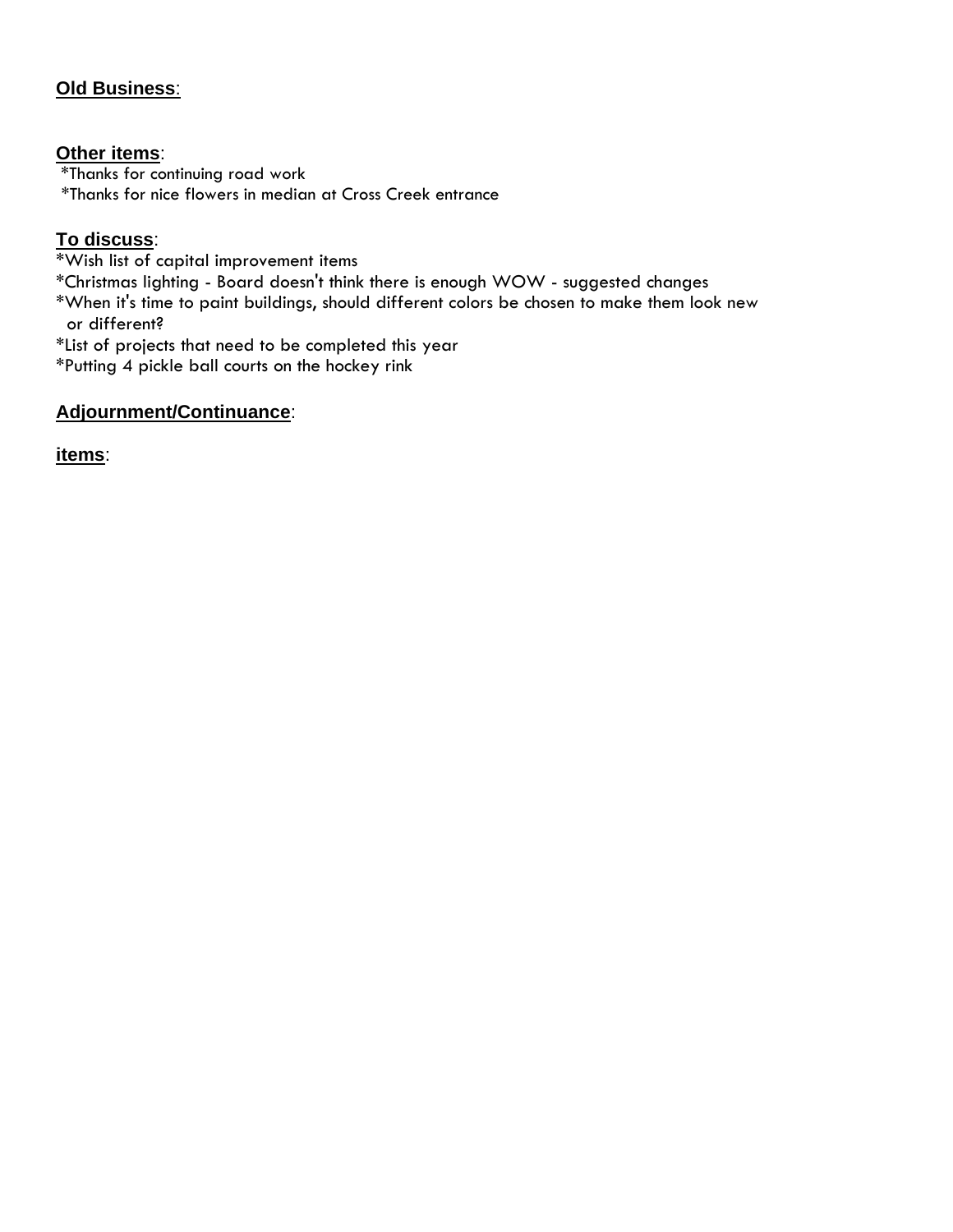**Old Business**:

**Other items**:

*Thanks for continuing road work
*Thanks for nice flowers in median at Cross Creek entrance

**To discuss**:

*Wish list of capital improvement items
*Christmas lighting - Board doesn't think there is enough WOW - suggested changes
*When it's time to paint buildings, should different colors be chosen to make them look new or different?
*List of projects that need to be completed this year
*Putting 4 pickle ball courts on the hockey rink

**Adjournment/Continuance**:

**items**: